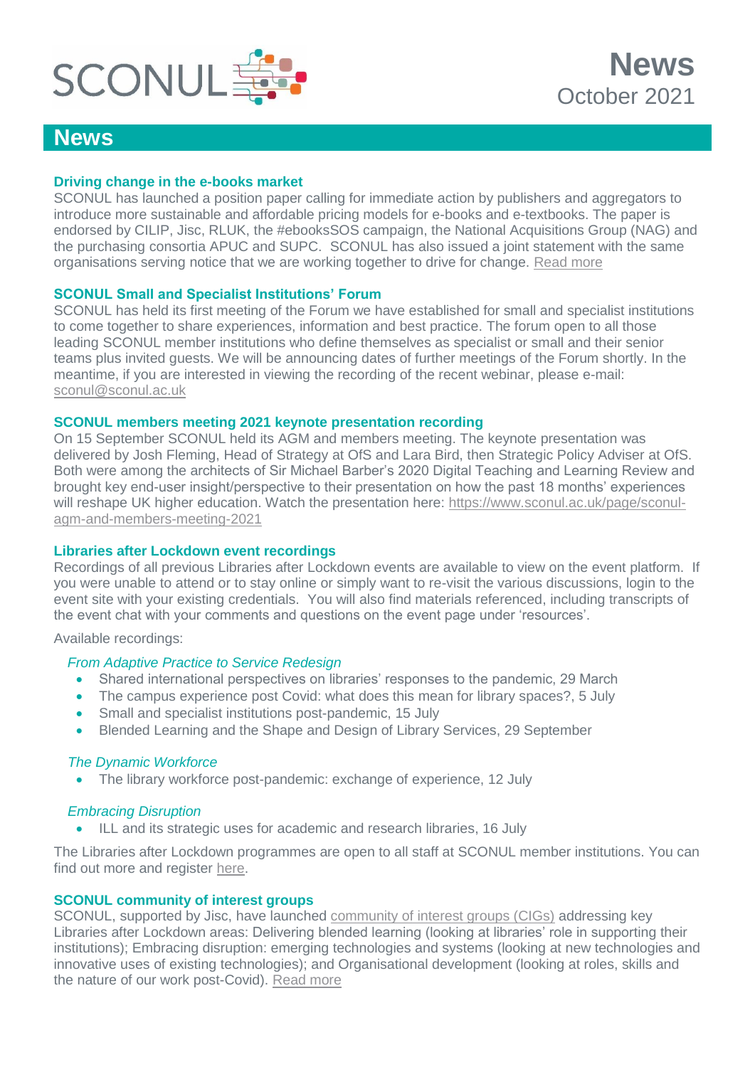# News

October 2021

## News

### Driving change in the e-books market

SCONUL has launched a position paper calling for immediate action by publishers and aggregators to introduce more sustainable and affordable pricing models for e-books and e-textbooks. The paper is endorsed by CILIP, Jisc, RLUK, the #ebooksSOS campaign, the National Acquisitions Group (NAG) and the purchasing consortia APUC and SUPC. SCONUL has also issued a joint statement with the same organisations serving notice that we are working together to drive for change. Read more

### SCONUL Small and Specialist Institutions' Forum

SCONUL has held its first meeting of the Forum we have established for small and specialist institutions to come together to share experiences, information and best practice. The forum open to all those leading SCONUL member institutions who define themselves as specialist or small and their senior teams plus invited guests. We will be announcing dates of further meetings of the Forum shortly. In the meantime, if you are interested in viewing the recording of the recent webinar, please e-mail: sconul@sconul.ac.uk

### SCONUL members meeting 2021 keynote presentation recording

On 15 September SCONUL held its AGM and members meeting. The keynote presentation was delivered by Josh Fleming, Head of Strategy at OfS and Lara Bird, then Strategic Policy Adviser at OfS. Both were among the architects of Sir Michael Barber's 2020 Digital Teaching and Learning Review and brought key end-user insight/perspective to their presentation on how the past 18 months' experiences will reshape UK higher education. Watch the presentation here: https://www.sconul.ac.uk/page/sconul-agm-and-members-meeting-2021

### Libraries after Lockdown event recordings

Recordings of all previous Libraries after Lockdown events are available to view on the event platform. If you were unable to attend or to stay online or simply want to re-visit the various discussions, login to the event site with your existing credentials. You will also find materials referenced, including transcripts of the event chat with your comments and questions on the event page under 'resources'.

Available recordings:

*From Adaptive Practice to Service Redesign*

- Shared international perspectives on libraries' responses to the pandemic, 29 March
- The campus experience post Covid: what does this mean for library spaces?, 5 July
- Small and specialist institutions post-pandemic, 15 July
- Blended Learning and the Shape and Design of Library Services, 29 September

*The Dynamic Workforce*

- The library workforce post-pandemic: exchange of experience, 12 July

*Embracing Disruption*

- ILL and its strategic uses for academic and research libraries, 16 July

The Libraries after Lockdown programmes are open to all staff at SCONUL member institutions. You can find out more and register here.

### SCONUL community of interest groups

SCONUL, supported by Jisc, have launched community of interest groups (CIGs) addressing key Libraries after Lockdown areas: Delivering blended learning (looking at libraries' role in supporting their institutions); Embracing disruption: emerging technologies and systems (looking at new technologies and innovative uses of existing technologies); and Organisational development (looking at roles, skills and the nature of our work post-Covid). Read more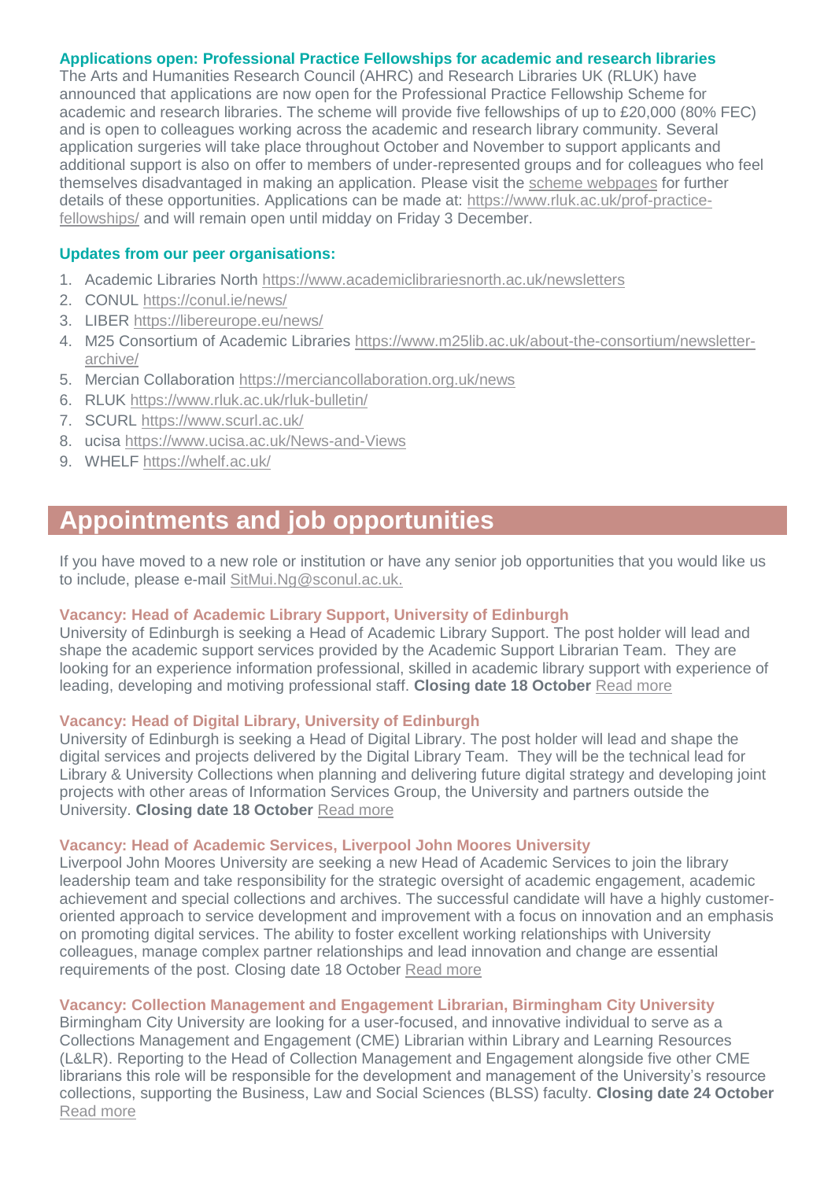### Applications open: Professional Practice Fellowships for academic and research libraries

The Arts and Humanities Research Council (AHRC) and Research Libraries UK (RLUK) have announced that applications are now open for the Professional Practice Fellowship Scheme for academic and research libraries. The scheme will provide five fellowships of up to £20,000 (80% FEC) and is open to colleagues working across the academic and research library community. Several application surgeries will take place throughout October and November to support applicants and additional support is also on offer to members of under-represented groups and for colleagues who feel themselves disadvantaged in making an application. Please visit the scheme webpages for further details of these opportunities. Applications can be made at: https://www.rluk.ac.uk/prof-practice-fellowships/ and will remain open until midday on Friday 3 December.

### Updates from our peer organisations:

1. Academic Libraries North https://www.academiclibrariesnorth.ac.uk/newsletters
2. CONUL https://conul.ie/news/
3. LIBER https://libereurope.eu/news/
4. M25 Consortium of Academic Libraries https://www.m25lib.ac.uk/about-the-consortium/newsletter-archive/
5. Mercian Collaboration https://merciancollaboration.org.uk/news
6. RLUK https://www.rluk.ac.uk/rluk-bulletin/
7. SCURL https://www.scurl.ac.uk/
8. ucisa https://www.ucisa.ac.uk/News-and-Views
9. WHELF https://whelf.ac.uk/

## Appointments and job opportunities

If you have moved to a new role or institution or have any senior job opportunities that you would like us to include, please e-mail SitMui.Ng@sconul.ac.uk.

### Vacancy: Head of Academic Library Support, University of Edinburgh

University of Edinburgh is seeking a Head of Academic Library Support. The post holder will lead and shape the academic support services provided by the Academic Support Librarian Team. They are looking for an experience information professional, skilled in academic library support with experience of leading, developing and motiving professional staff. **Closing date 18 October** Read more

### Vacancy: Head of Digital Library, University of Edinburgh

University of Edinburgh is seeking a Head of Digital Library. The post holder will lead and shape the digital services and projects delivered by the Digital Library Team. They will be the technical lead for Library & University Collections when planning and delivering future digital strategy and developing joint projects with other areas of Information Services Group, the University and partners outside the University. **Closing date 18 October** Read more

### Vacancy: Head of Academic Services, Liverpool John Moores University

Liverpool John Moores University are seeking a new Head of Academic Services to join the library leadership team and take responsibility for the strategic oversight of academic engagement, academic achievement and special collections and archives. The successful candidate will have a highly customer-oriented approach to service development and improvement with a focus on innovation and an emphasis on promoting digital services. The ability to foster excellent working relationships with University colleagues, manage complex partner relationships and lead innovation and change are essential requirements of the post. Closing date 18 October Read more

### Vacancy: Collection Management and Engagement Librarian, Birmingham City University

Birmingham City University are looking for a user-focused, and innovative individual to serve as a Collections Management and Engagement (CME) Librarian within Library and Learning Resources (L&LR). Reporting to the Head of Collection Management and Engagement alongside five other CME librarians this role will be responsible for the development and management of the University's resource collections, supporting the Business, Law and Social Sciences (BLSS) faculty. **Closing date 24 October** Read more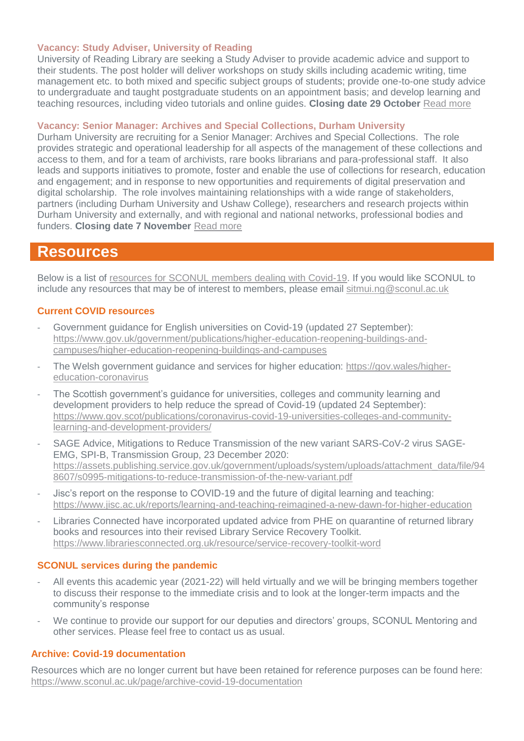### Vacancy: Study Adviser, University of Reading

University of Reading Library are seeking a Study Adviser to provide academic advice and support to their students. The post holder will deliver workshops on study skills including academic writing, time management etc. to both mixed and specific subject groups of students; provide one-to-one study advice to undergraduate and taught postgraduate students on an appointment basis; and develop learning and teaching resources, including video tutorials and online guides. **Closing date 29 October** Read more

### Vacancy: Senior Manager: Archives and Special Collections, Durham University

Durham University are recruiting for a Senior Manager: Archives and Special Collections. The role provides strategic and operational leadership for all aspects of the management of these collections and access to them, and for a team of archivists, rare books librarians and para-professional staff. It also leads and supports initiatives to promote, foster and enable the use of collections for research, education and engagement; and in response to new opportunities and requirements of digital preservation and digital scholarship. The role involves maintaining relationships with a wide range of stakeholders, partners (including Durham University and Ushaw College), researchers and research projects within Durham University and externally, and with regional and national networks, professional bodies and funders. **Closing date 7 November** Read more

## Resources

Below is a list of resources for SCONUL members dealing with Covid-19. If you would like SCONUL to include any resources that may be of interest to members, please email sitmui.ng@sconul.ac.uk

### Current COVID resources

- Government guidance for English universities on Covid-19 (updated 27 September): https://www.gov.uk/government/publications/higher-education-reopening-buildings-and-campuses/higher-education-reopening-buildings-and-campuses
- The Welsh government guidance and services for higher education: https://gov.wales/higher-education-coronavirus
- The Scottish government's guidance for universities, colleges and community learning and development providers to help reduce the spread of Covid-19 (updated 24 September): https://www.gov.scot/publications/coronavirus-covid-19-universities-colleges-and-community-learning-and-development-providers/
- SAGE Advice, Mitigations to Reduce Transmission of the new variant SARS-CoV-2 virus SAGE-EMG, SPI-B, Transmission Group, 23 December 2020: https://assets.publishing.service.gov.uk/government/uploads/system/uploads/attachment_data/file/948607/s0995-mitigations-to-reduce-transmission-of-the-new-variant.pdf
- Jisc's report on the response to COVID-19 and the future of digital learning and teaching: https://www.jisc.ac.uk/reports/learning-and-teaching-reimagined-a-new-dawn-for-higher-education
- Libraries Connected have incorporated updated advice from PHE on quarantine of returned library books and resources into their revised Library Service Recovery Toolkit. https://www.librariesconnected.org.uk/resource/service-recovery-toolkit-word

### SCONUL services during the pandemic

- All events this academic year (2021-22) will held virtually and we will be bringing members together to discuss their response to the immediate crisis and to look at the longer-term impacts and the community's response
- We continue to provide our support for our deputies and directors' groups, SCONUL Mentoring and other services. Please feel free to contact us as usual.

### Archive: Covid-19 documentation

Resources which are no longer current but have been retained for reference purposes can be found here: https://www.sconul.ac.uk/page/archive-covid-19-documentation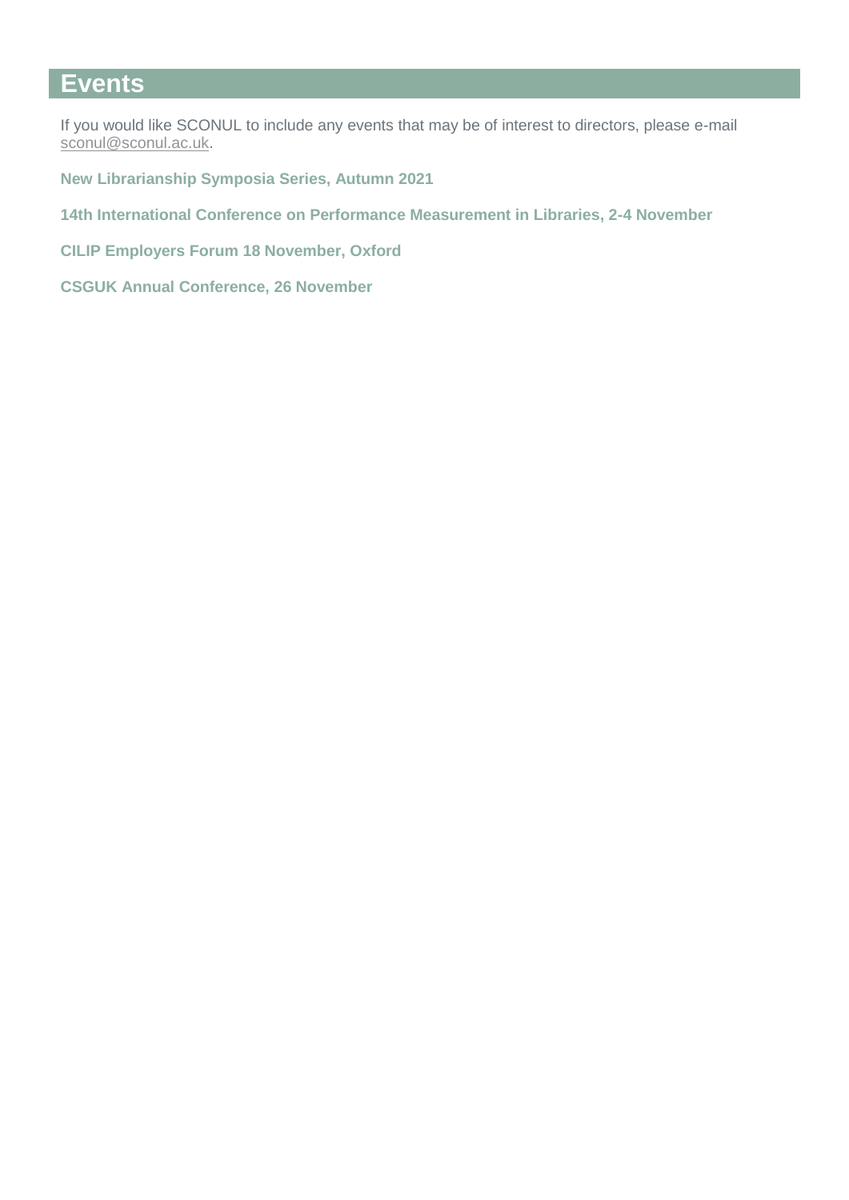# Events

If you would like SCONUL to include any events that may be of interest to directors, please e-mail sconul@sconul.ac.uk.

**New Librarianship Symposia Series, Autumn 2021**

**14th International Conference on Performance Measurement in Libraries, 2-4 November**

**CILIP Employers Forum 18 November, Oxford**

**CSGUK Annual Conference, 26 November**